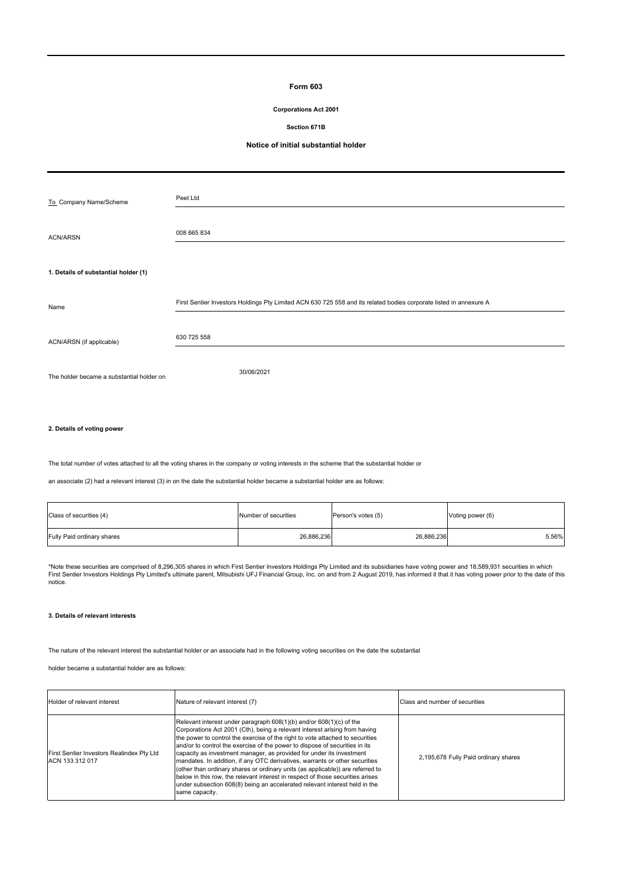# Form 603

**Corporations Act 2001**

**Section 671B**

**Notice of initial substantial holder**

| | |
|---|---|
| To Company Name/Scheme | Peet Ltd |
| ACN/ARSN | 008 665 834 |

**1. Details of substantial holder (1)**

| | |
|---|---|
| Name | First Sentier Investors Holdings Pty Limited ACN 630 725 558 and its related bodies corporate listed in annexure A |
| ACN/ARSN (if applicable) | 630 725 558 |
| The holder became a substantial holder on | 30/06/2021 |

**2. Details of voting power**

The total number of votes attached to all the voting shares in the company or voting interests in the scheme that the substantial holder or

an associate (2) had a relevant interest (3) in on the date the substantial holder became a substantial holder are as follows:

| Class of securities (4) | Number of securities | Person's votes (5) | Voting power (6) |
|---|---|---|---|
| Fully Paid ordinary shares | 26,886,236 | 26,886,236 | 5.56% |

*Note these securities are comprised of 8,296,305 shares in which First Sentier Investors Holdings Pty Limited and its subsidiaries have voting power and 18,589,931 securities in which First Sentier Investors Holdings Pty Limited's ultimate parent, Mitsubishi UFJ Financial Group, Inc. on and from 2 August 2019, has informed it that it has voting power prior to the date of this notice.

**3. Details of relevant interests**

The nature of the relevant interest the substantial holder or an associate had in the following voting securities on the date the substantial

holder became a substantial holder are as follows:

| Holder of relevant interest | Nature of relevant interest (7) | Class and number of securities |
|---|---|---|
| First Sentier Investors Realindex Pty Ltd ACN 133 312 017 | Relevant interest under paragraph 608(1)(b) and/or 608(1)(c) of the Corporations Act 2001 (Cth), being a relevant interest arising from having the power to control the exercise of the right to vote attached to securities and/or to control the exercise of the power to dispose of securities in its capacity as investment manager, as provided for under its investment mandates. In addition, if any OTC derivatives, warrants or other securities (other than ordinary shares or ordinary units (as applicable)) are referred to below in this row, the relevant interest in respect of those securities arises under subsection 608(8) being an accelerated relevant interest held in the same capacity. | 2,195,678 Fully Paid ordinary shares |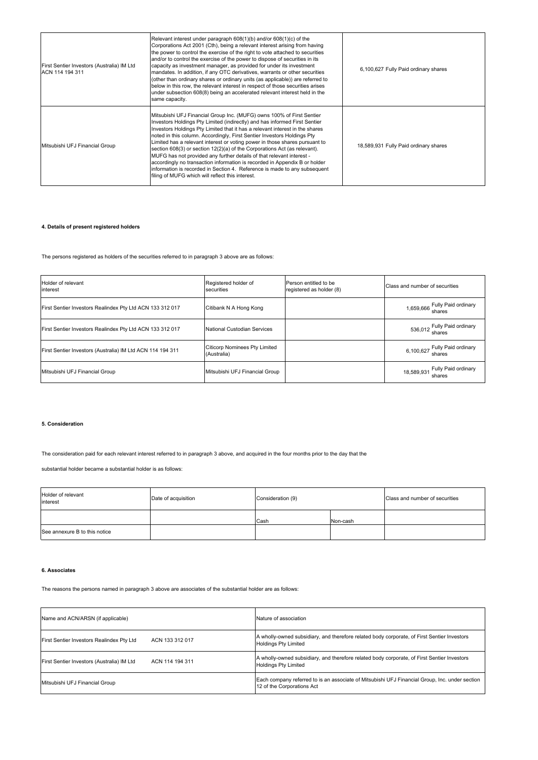| | | |
|---|---|---|
| First Sentier Investors (Australia) IM Ltd ACN 114 194 311 | Relevant interest under paragraph 608(1)(b) and/or 608(1)(c) of the Corporations Act 2001 (Cth), being a relevant interest arising from having the power to control the exercise of the right to vote attached to securities and/or to control the exercise of the power to dispose of securities in its capacity as investment manager, as provided for under its investment mandates. In addition, if any OTC derivatives, warrants or other securities (other than ordinary shares or ordinary units (as applicable)) are referred to below in this row, the relevant interest in respect of those securities arises under subsection 608(8) being an accelerated relevant interest held in the same capacity. | 6,100,627 Fully Paid ordinary shares |
| Mitsubishi UFJ Financial Group | Mitsubishi UFJ Financial Group Inc. (MUFG) owns 100% of First Sentier Investors Holdings Pty Limited (indirectly) and has informed First Sentier Investors Holdings Pty Limited that it has a relevant interest in the shares noted in this column. Accordingly, First Sentier Investors Holdings Pty Limited has a relevant interest or voting power in those shares pursuant to section 608(3) or section 12(2)(a) of the Corporations Act (as relevant). MUFG has not provided any further details of that relevant interest - accordingly no transaction information is recorded in Appendix B or holder information is recorded in Section 4. Reference is made to any subsequent filing of MUFG which will reflect this interest. | 18,589,931 Fully Paid ordinary shares |

#### 4. Details of present registered holders

The persons registered as holders of the securities referred to in paragraph 3 above are as follows:

| Holder of relevant interest | Registered holder of securities | Person entitled to be registered as holder (8) | Class and number of securities |
|---|---|---|---|
| First Sentier Investors Realindex Pty Ltd ACN 133 312 017 | Citibank N A Hong Kong | | 1,659,666 Fully Paid ordinary shares |
| First Sentier Investors Realindex Pty Ltd ACN 133 312 017 | National Custodian Services | | 536,012 Fully Paid ordinary shares |
| First Sentier Investors (Australia) IM Ltd ACN 114 194 311 | Citicorp Nominees Pty Limited (Australia) | | 6,100,627 Fully Paid ordinary shares |
| Mitsubishi UFJ Financial Group | Mitsubishi UFJ Financial Group | | 18,589,931 Fully Paid ordinary shares |

#### 5. Consideration

The consideration paid for each relevant interest referred to in paragraph 3 above, and acquired in the four months prior to the day that the

substantial holder became a substantial holder is as follows:

| Holder of relevant interest | Date of acquisition | Consideration (9) | | Class and number of securities |
|---|---|---|---|---|
| | | Cash | Non-cash | |
| See annexure B to this notice | | | | |

#### 6. Associates

The reasons the persons named in paragraph 3 above are associates of the substantial holder are as follows:

| Name and ACN/ARSN (if applicable) | Nature of association |
|---|---|
| First Sentier Investors Realindex Pty Ltd ACN 133 312 017 | A wholly-owned subsidiary, and therefore related body corporate, of First Sentier Investors Holdings Pty Limited |
| First Sentier Investors (Australia) IM Ltd ACN 114 194 311 | A wholly-owned subsidiary, and therefore related body corporate, of First Sentier Investors Holdings Pty Limited |
| Mitsubishi UFJ Financial Group | Each company referred to is an associate of Mitsubishi UFJ Financial Group, Inc. under section 12 of the Corporations Act |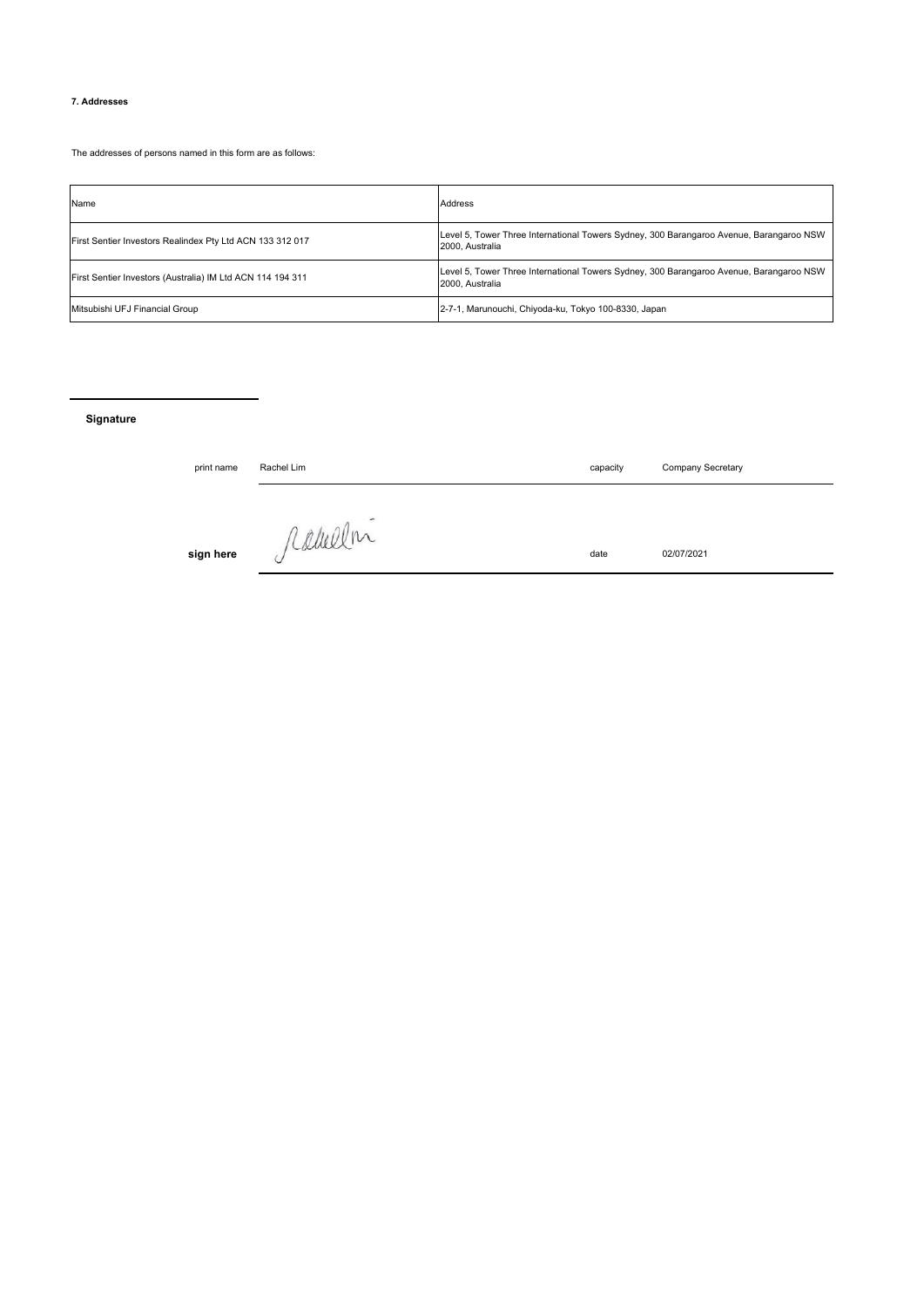**7. Addresses**

The addresses of persons named in this form are as follows:

| Name | Address |
| --- | --- |
| First Sentier Investors Realindex Pty Ltd ACN 133 312 017 | Level 5, Tower Three International Towers Sydney, 300 Barangaroo Avenue, Barangaroo NSW 2000, Australia |
| First Sentier Investors (Australia) IM Ltd ACN 114 194 311 | Level 5, Tower Three International Towers Sydney, 300 Barangaroo Avenue, Barangaroo NSW 2000, Australia |
| Mitsubishi UFJ Financial Group | 2-7-1, Marunouchi, Chiyoda-ku, Tokyo 100-8330, Japan |

**Signature**

| | | | |
| --- | --- | --- | --- |
| print name | Rachel Lim | capacity | Company Secretary |
| **sign here** | Rachel Lim | date | 02/07/2021 |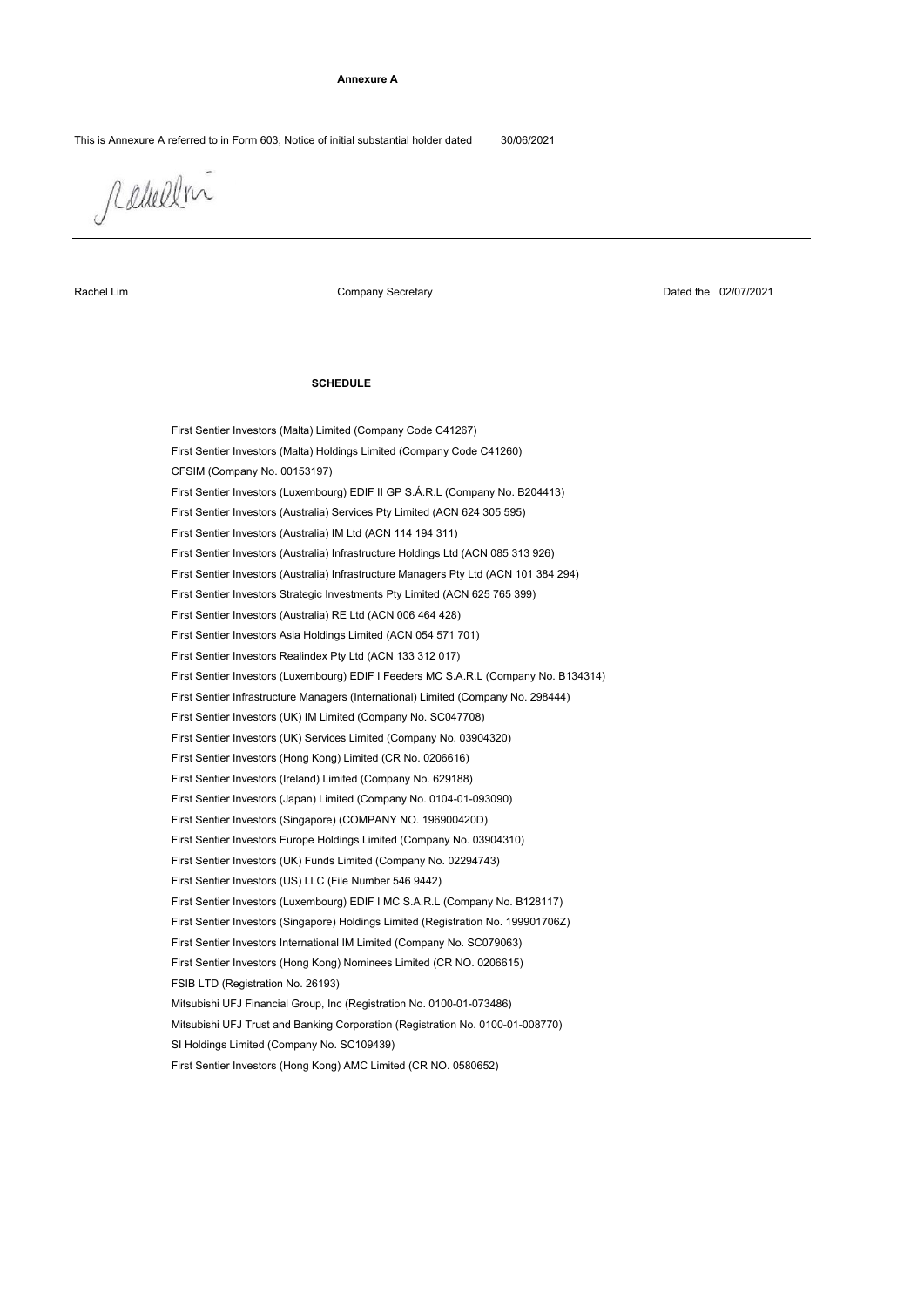**Annexure A**

This is Annexure A referred to in Form 603, Notice of initial substantial holder dated 30/06/2021

Rachel Lim Company Secretary Dated the 02/07/2021

**SCHEDULE**

First Sentier Investors (Malta) Limited (Company Code C41267)

First Sentier Investors (Malta) Holdings Limited (Company Code C41260)

CFSIM (Company No. 00153197)

First Sentier Investors (Luxembourg) EDIF II GP S.Á.R.L (Company No. B204413)

First Sentier Investors (Australia) Services Pty Limited (ACN 624 305 595)

First Sentier Investors (Australia) IM Ltd (ACN 114 194 311)

First Sentier Investors (Australia) Infrastructure Holdings Ltd (ACN 085 313 926)

First Sentier Investors (Australia) Infrastructure Managers Pty Ltd (ACN 101 384 294)

First Sentier Investors Strategic Investments Pty Limited (ACN 625 765 399)

First Sentier Investors (Australia) RE Ltd (ACN 006 464 428)

First Sentier Investors Asia Holdings Limited (ACN 054 571 701)

First Sentier Investors Realindex Pty Ltd (ACN 133 312 017)

First Sentier Investors (Luxembourg) EDIF I Feeders MC S.A.R.L (Company No. B134314)

First Sentier Infrastructure Managers (International) Limited (Company No. 298444)

First Sentier Investors (UK) IM Limited (Company No. SC047708)

First Sentier Investors (UK) Services Limited (Company No. 03904320)

First Sentier Investors (Hong Kong) Limited (CR No. 0206616)

First Sentier Investors (Ireland) Limited (Company No. 629188)

First Sentier Investors (Japan) Limited (Company No. 0104-01-093090)

First Sentier Investors (Singapore) (COMPANY NO. 196900420D)

First Sentier Investors Europe Holdings Limited (Company No. 03904310)

First Sentier Investors (UK) Funds Limited (Company No. 02294743)

First Sentier Investors (US) LLC (File Number 546 9442)

First Sentier Investors (Luxembourg) EDIF I MC S.A.R.L (Company No. B128117)

First Sentier Investors (Singapore) Holdings Limited (Registration No. 199901706Z)

First Sentier Investors International IM Limited (Company No. SC079063)

First Sentier Investors (Hong Kong) Nominees Limited (CR NO. 0206615)

FSIB LTD (Registration No. 26193)

Mitsubishi UFJ Financial Group, Inc (Registration No. 0100-01-073486)

Mitsubishi UFJ Trust and Banking Corporation (Registration No. 0100-01-008770)

SI Holdings Limited (Company No. SC109439)

First Sentier Investors (Hong Kong) AMC Limited (CR NO. 0580652)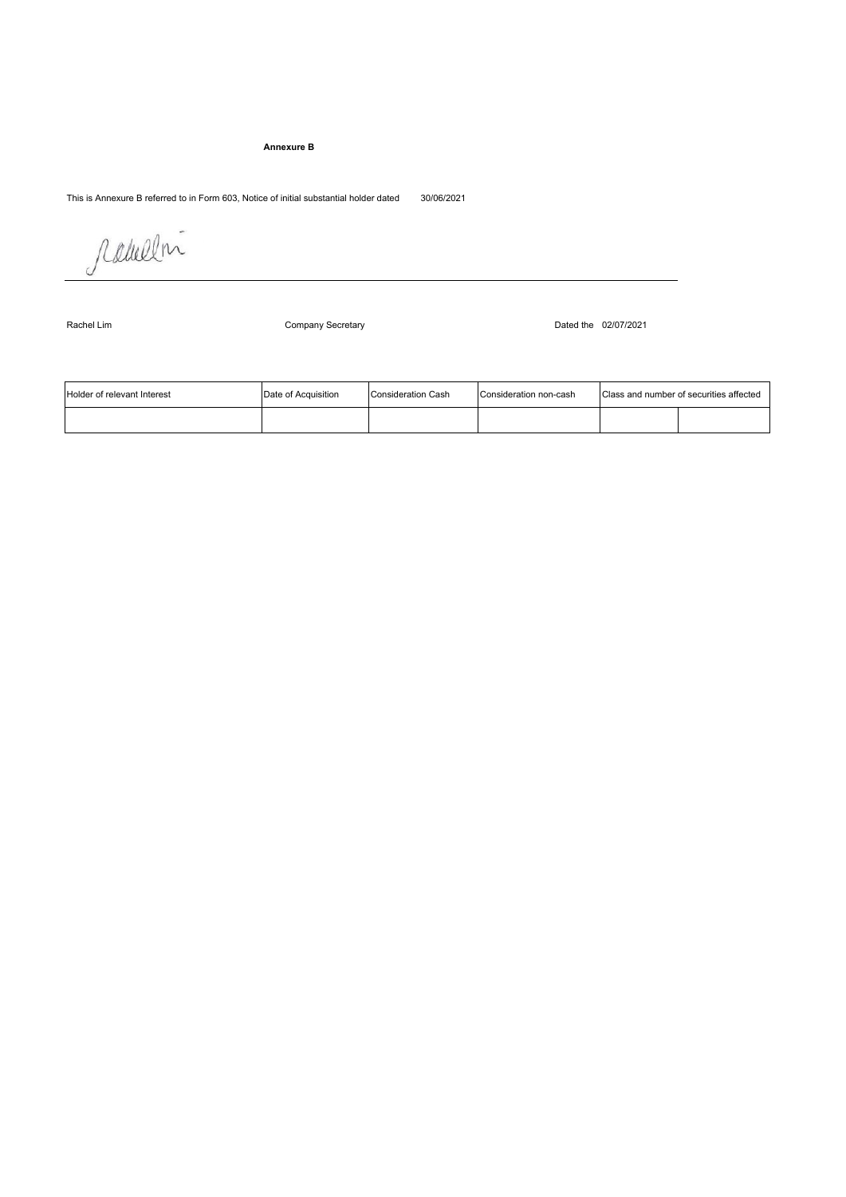**Annexure B**

This is Annexure B referred to in Form 603, Notice of initial substantial holder dated 30/06/2021

Rachel Lim        Company Secretary        Dated the 02/07/2021

| Holder of relevant Interest | Date of Acquisition | Consideration Cash | Consideration non-cash | Class and number of securities affected | |
|---|---|---|---|---|---|
| | | | | | |